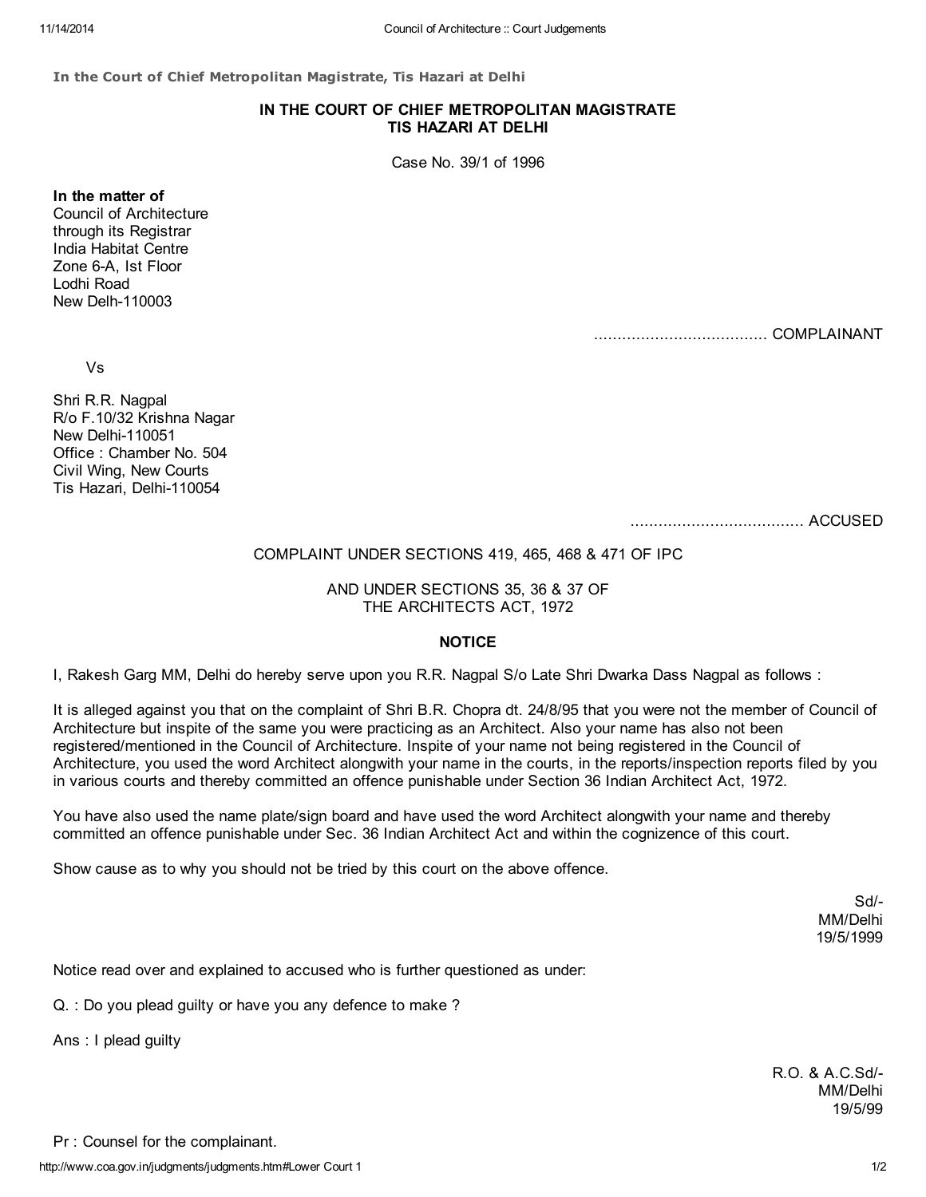In the Court of Chief Metropolitan Magistrate, Tis Hazari at Delhi

## IN THE COURT OF CHIEF METROPOLITAN MAGISTRATE TIS HAZARI AT DELHI

Case No. 39/1 of 1996

**In the matter of**
Council of Architecture
through its Registrar
India Habitat Centre
Zone 6-A, Ist Floor
Lodhi Road
New Delh-110003

..................................... COMPLAINANT

Vs

Shri R.R. Nagpal
R/o F.10/32 Krishna Nagar
New Delhi-110051
Office : Chamber No. 504
Civil Wing, New Courts
Tis Hazari, Delhi-110054

..................................... ACCUSED

COMPLAINT UNDER SECTIONS 419, 465, 468 & 471 OF IPC

AND UNDER SECTIONS 35, 36 & 37 OF
THE ARCHITECTS ACT, 1972

**NOTICE**

I, Rakesh Garg MM, Delhi do hereby serve upon you R.R. Nagpal S/o Late Shri Dwarka Dass Nagpal as follows :

It is alleged against you that on the complaint of Shri B.R. Chopra dt. 24/8/95 that you were not the member of Council of Architecture but inspite of the same you were practicing as an Architect. Also your name has also not been registered/mentioned in the Council of Architecture. Inspite of your name not being registered in the Council of Architecture, you used the word Architect alongwith your name in the courts, in the reports/inspection reports filed by you in various courts and thereby committed an offence punishable under Section 36 Indian Architect Act, 1972.

You have also used the name plate/sign board and have used the word Architect alongwith your name and thereby committed an offence punishable under Sec. 36 Indian Architect Act and within the cognizence of this court.

Show cause as to why you should not be tried by this court on the above offence.

Sd/-
MM/Delhi
19/5/1999

Notice read over and explained to accused who is further questioned as under:

Q. : Do you plead guilty or have you any defence to make ?

Ans : I plead guilty

R.O. & A.C.Sd/-
MM/Delhi
19/5/99

Pr : Counsel for the complainant.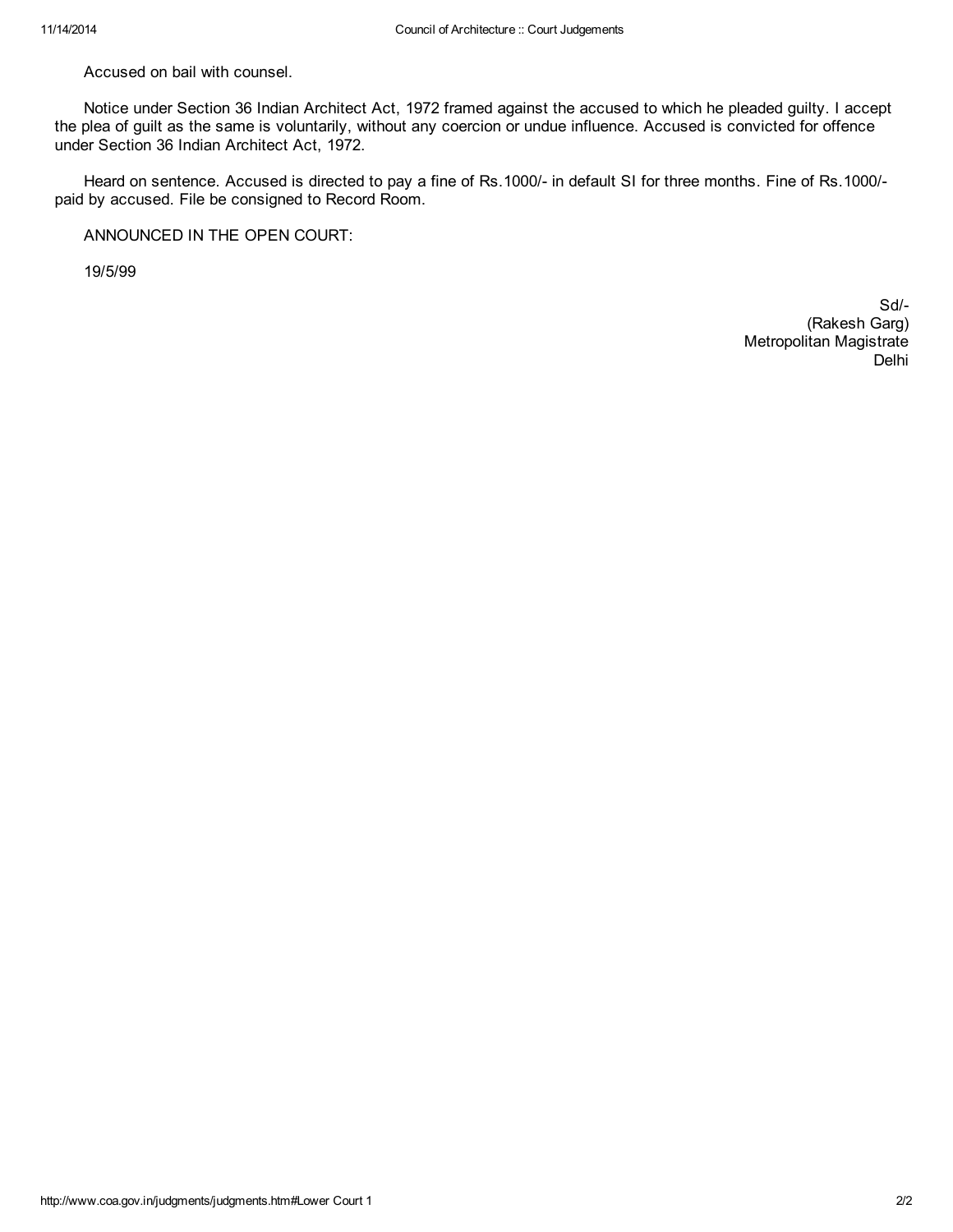Accused on bail with counsel.

Notice under Section 36 Indian Architect Act, 1972 framed against the accused to which he pleaded guilty. I accept the plea of guilt as the same is voluntarily, without any coercion or undue influence. Accused is convicted for offence under Section 36 Indian Architect Act, 1972.

Heard on sentence. Accused is directed to pay a fine of Rs.1000/- in default SI for three months. Fine of Rs.1000/- paid by accused. File be consigned to Record Room.

ANNOUNCED IN THE OPEN COURT:

19/5/99

Sd/-
(Rakesh Garg)
Metropolitan Magistrate
Delhi